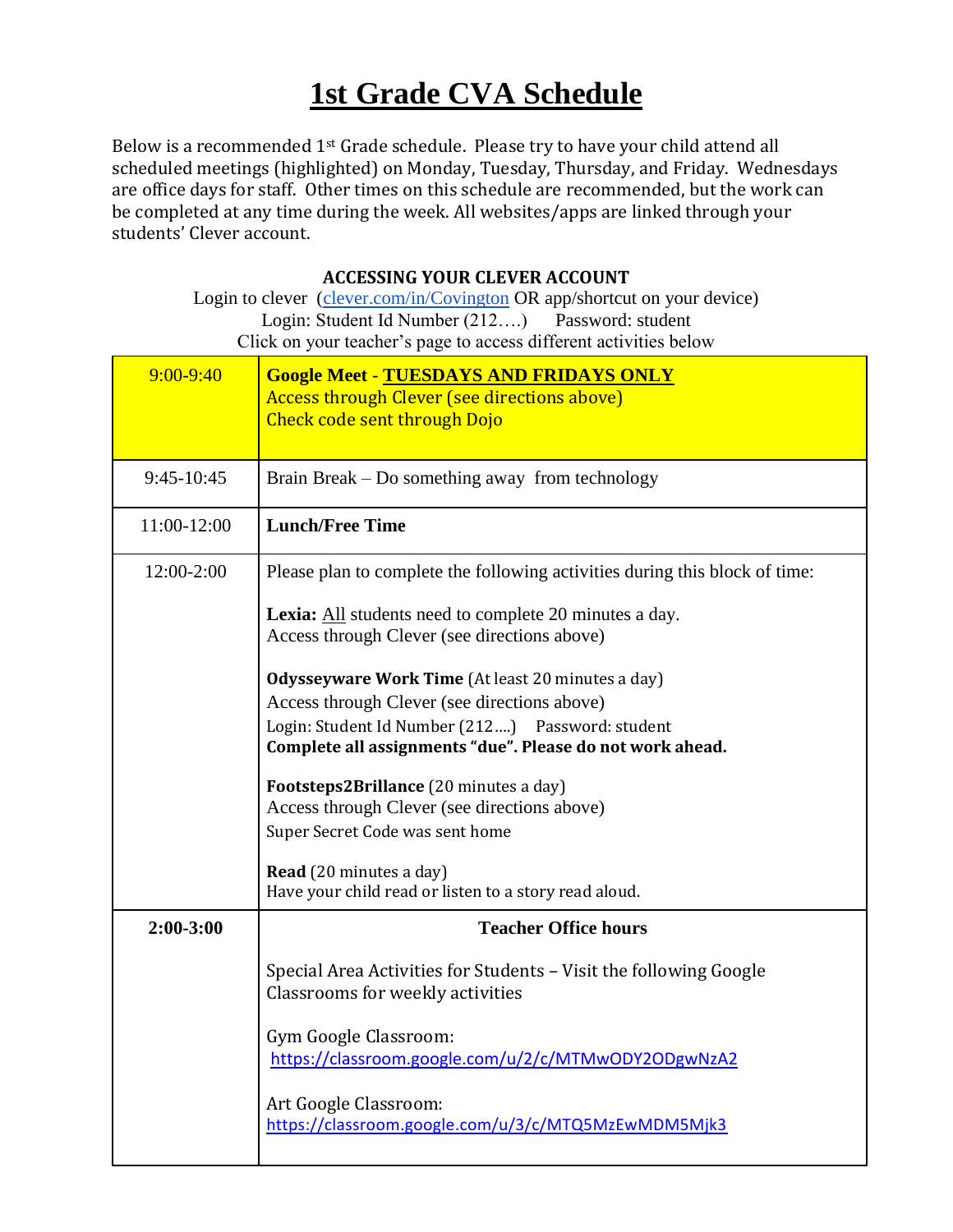# 1st Grade CVA Schedule

Below is a recommended 1st Grade schedule. Please try to have your child attend all scheduled meetings (highlighted) on Monday, Tuesday, Thursday, and Friday. Wednesdays are office days for staff. Other times on this schedule are recommended, but the work can be completed at any time during the week. All websites/apps are linked through your students' Clever account.

**ACCESSING YOUR CLEVER ACCOUNT**

Login to clever (clever.com/in/Covington OR app/shortcut on your device)
Login: Student Id Number (212….) Password: student
Click on your teacher's page to access different activities below

| Time | Activity |
|---|---|
| 9:00-9:40 | **Google Meet - TUESDAYS AND FRIDAYS ONLY**<br>Access through Clever (see directions above)<br>Check code sent through Dojo |
| 9:45-10:45 | Brain Break – Do something away from technology |
| 11:00-12:00 | **Lunch/Free Time** |
| 12:00-2:00 | Please plan to complete the following activities during this block of time:<br><br>**Lexia:** All students need to complete 20 minutes a day.<br>Access through Clever (see directions above)<br><br>**Odysseyware Work Time** (At least 20 minutes a day)<br>Access through Clever (see directions above)<br>Login: Student Id Number (212….) Password: student<br>**Complete all assignments "due". Please do not work ahead.**<br><br>**Footsteps2Brillance** (20 minutes a day)<br>Access through Clever (see directions above)<br>Super Secret Code was sent home<br><br>**Read** (20 minutes a day)<br>Have your child read or listen to a story read aloud. |
| **2:00-3:00** | **Teacher Office hours**<br><br>Special Area Activities for Students – Visit the following Google Classrooms for weekly activities<br><br>Gym Google Classroom:<br>https://classroom.google.com/u/2/c/MTMwODY2ODgwNzA2<br><br>Art Google Classroom:<br>https://classroom.google.com/u/3/c/MTQ5MzEwMDM5Mjk3 |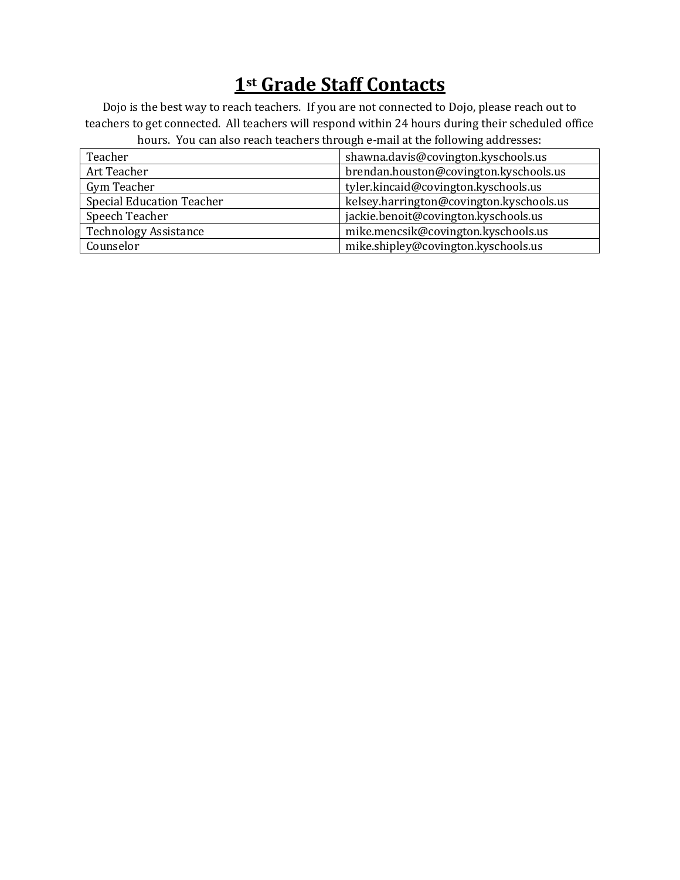# 1st Grade Staff Contacts

Dojo is the best way to reach teachers. If you are not connected to Dojo, please reach out to teachers to get connected. All teachers will respond within 24 hours during their scheduled office hours. You can also reach teachers through e-mail at the following addresses:

| | |
|---|---|
| Teacher | shawna.davis@covington.kyschools.us |
| Art Teacher | brendan.houston@covington.kyschools.us |
| Gym Teacher | tyler.kincaid@covington.kyschools.us |
| Special Education Teacher | kelsey.harrington@covington.kyschools.us |
| Speech Teacher | jackie.benoit@covington.kyschools.us |
| Technology Assistance | mike.mencsik@covington.kyschools.us |
| Counselor | mike.shipley@covington.kyschools.us |